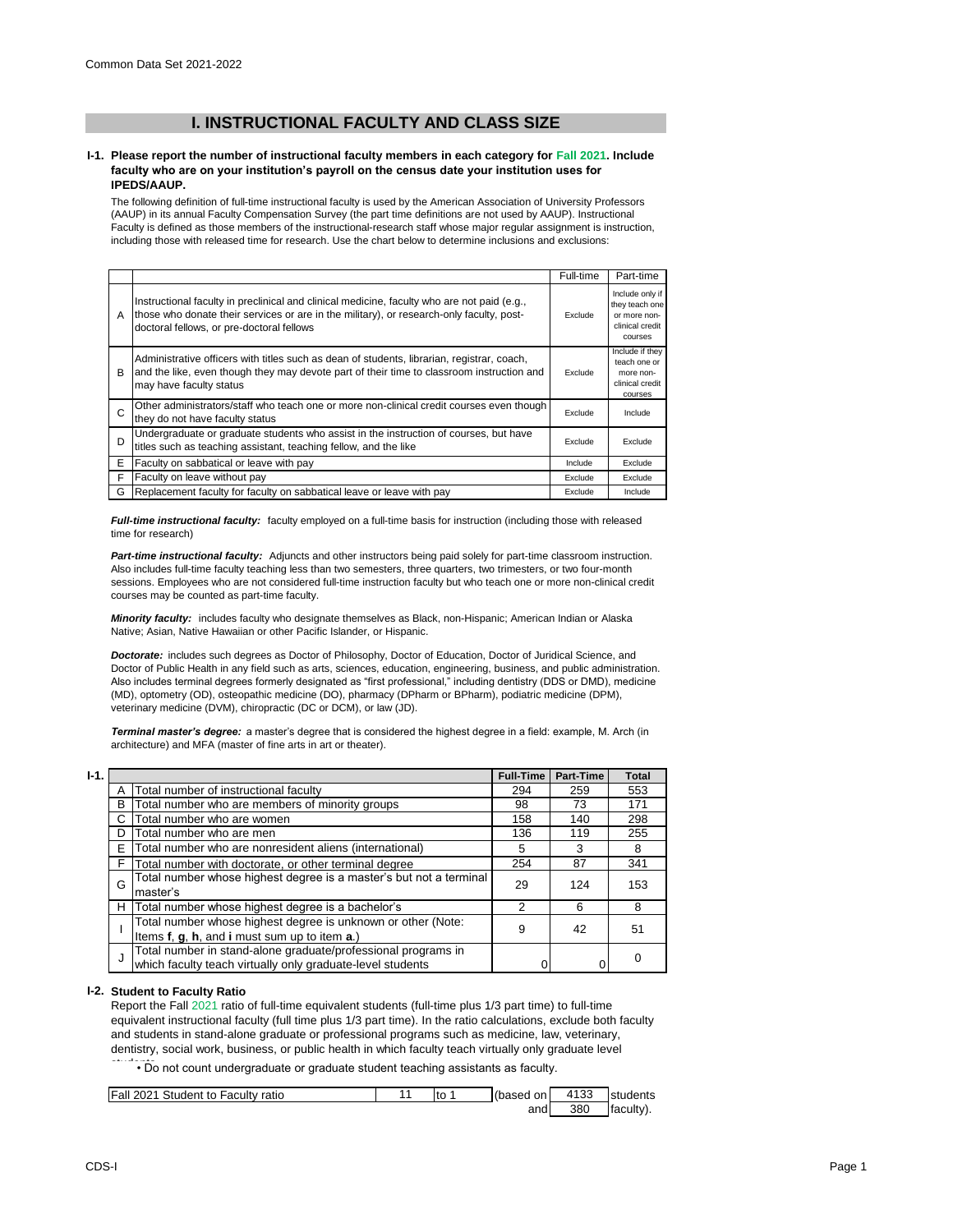Common Data Set 2021-2022

## I. INSTRUCTIONAL FACULTY AND CLASS SIZE

**I-1. Please report the number of instructional faculty members in each category for Fall 2021. Include faculty who are on your institution's payroll on the census date your institution uses for IPEDS/AAUP.**

The following definition of full-time instructional faculty is used by the American Association of University Professors (AAUP) in its annual Faculty Compensation Survey (the part time definitions are not used by AAUP). Instructional Faculty is defined as those members of the instructional-research staff whose major regular assignment is instruction, including those with released time for research. Use the chart below to determine inclusions and exclusions:

| | | Full-time | Part-time |
|---|---|---|---|
| A | Instructional faculty in preclinical and clinical medicine, faculty who are not paid (e.g., those who donate their services or are in the military), or research-only faculty, post-doctoral fellows, or pre-doctoral fellows | Exclude | Include only if they teach one or more non-clinical credit courses |
| B | Administrative officers with titles such as dean of students, librarian, registrar, coach, and the like, even though they may devote part of their time to classroom instruction and may have faculty status | Exclude | Include if they teach one or more non-clinical credit courses |
| C | Other administrators/staff who teach one or more non-clinical credit courses even though they do not have faculty status | Exclude | Include |
| D | Undergraduate or graduate students who assist in the instruction of courses, but have titles such as teaching assistant, teaching fellow, and the like | Exclude | Exclude |
| E | Faculty on sabbatical or leave with pay | Include | Exclude |
| F | Faculty on leave without pay | Exclude | Exclude |
| G | Replacement faculty for faculty on sabbatical leave or leave with pay | Exclude | Include |

***Full-time instructional faculty:*** faculty employed on a full-time basis for instruction (including those with released time for research)

***Part-time instructional faculty:*** Adjuncts and other instructors being paid solely for part-time classroom instruction. Also includes full-time faculty teaching less than two semesters, three quarters, two trimesters, or two four-month sessions. Employees who are not considered full-time instruction faculty but who teach one or more non-clinical credit courses may be counted as part-time faculty.

***Minority faculty:*** includes faculty who designate themselves as Black, non-Hispanic; American Indian or Alaska Native; Asian, Native Hawaiian or other Pacific Islander, or Hispanic.

***Doctorate:*** includes such degrees as Doctor of Philosophy, Doctor of Education, Doctor of Juridical Science, and Doctor of Public Health in any field such as arts, sciences, education, engineering, business, and public administration. Also includes terminal degrees formerly designated as "first professional," including dentistry (DDS or DMD), medicine (MD), optometry (OD), osteopathic medicine (DO), pharmacy (DPharm or BPharm), podiatric medicine (DPM), veterinary medicine (DVM), chiropractic (DC or DCM), or law (JD).

***Terminal master's degree:*** a master's degree that is considered the highest degree in a field: example, M. Arch (in architecture) and MFA (master of fine arts in art or theater).

**I-1.**

| | | Full-Time | Part-Time | Total |
|---|---|---|---|---|
| A | Total number of instructional faculty | 294 | 259 | 553 |
| B | Total number who are members of minority groups | 98 | 73 | 171 |
| C | Total number who are women | 158 | 140 | 298 |
| D | Total number who are men | 136 | 119 | 255 |
| E | Total number who are nonresident aliens (international) | 5 | 3 | 8 |
| F | Total number with doctorate, or other terminal degree | 254 | 87 | 341 |
| G | Total number whose highest degree is a master's but not a terminal master's | 29 | 124 | 153 |
| H | Total number whose highest degree is a bachelor's | 2 | 6 | 8 |
| I | Total number whose highest degree is unknown or other (Note: Items **f**, **g**, **h**, and **i** must sum up to item **a**.) | 9 | 42 | 51 |
| J | Total number in stand-alone graduate/professional programs in which faculty teach virtually only graduate-level students | 0 | 0 | 0 |

**I-2. Student to Faculty Ratio**

Report the Fall 2021 ratio of full-time equivalent students (full-time plus 1/3 part time) to full-time equivalent instructional faculty (full time plus 1/3 part time). In the ratio calculations, exclude both faculty and students in stand-alone graduate or professional programs such as medicine, law, veterinary, dentistry, social work, business, or public health in which faculty teach virtually only graduate level students.

• Do not count undergraduate or graduate student teaching assistants as faculty.

| Fall 2021 Student to Faculty ratio | 11 | to 1 | (based on | 4133 | students |
|---|---|---|---|---|---|
| | | | and | 380 | faculty). |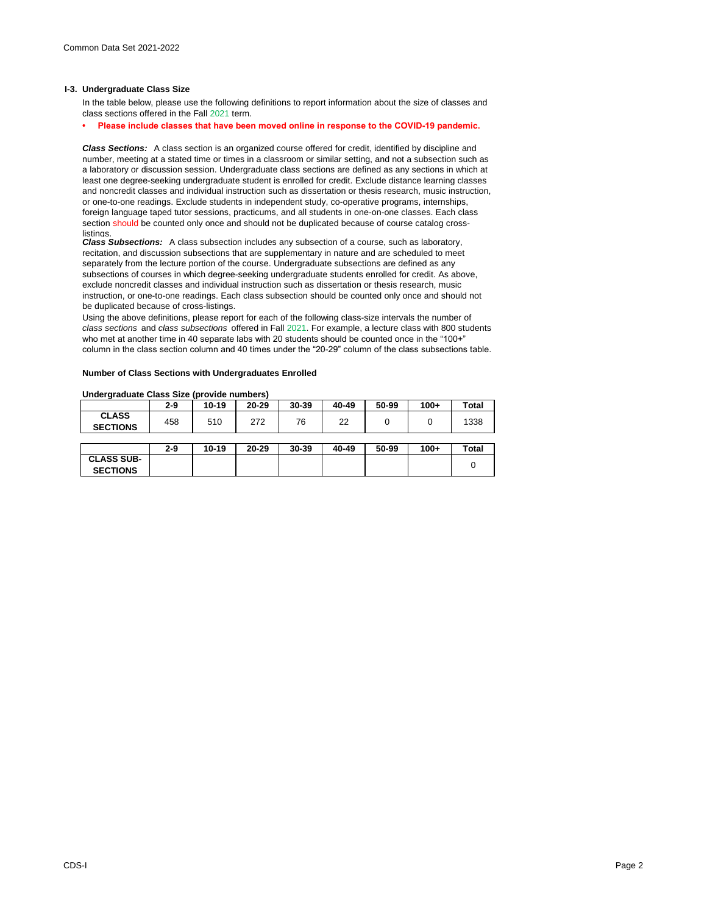### I-3. Undergraduate Class Size

In the table below, please use the following definitions to report information about the size of classes and class sections offered in the Fall 2021 term.

- **Please include classes that have been moved online in response to the COVID-19 pandemic.**

***Class Sections:*** A class section is an organized course offered for credit, identified by discipline and number, meeting at a stated time or times in a classroom or similar setting, and not a subsection such as a laboratory or discussion session. Undergraduate class sections are defined as any sections in which at least one degree-seeking undergraduate student is enrolled for credit. Exclude distance learning classes and noncredit classes and individual instruction such as dissertation or thesis research, music instruction, or one-to-one readings. Exclude students in independent study, co-operative programs, internships, foreign language taped tutor sessions, practicums, and all students in one-on-one classes. Each class section should be counted only once and should not be duplicated because of course catalog cross-listings.

***Class Subsections:*** A class subsection includes any subsection of a course, such as laboratory, recitation, and discussion subsections that are supplementary in nature and are scheduled to meet separately from the lecture portion of the course. Undergraduate subsections are defined as any subsections of courses in which degree-seeking undergraduate students enrolled for credit. As above, exclude noncredit classes and individual instruction such as dissertation or thesis research, music instruction, or one-to-one readings. Each class subsection should be counted only once and should not be duplicated because of cross-listings.

Using the above definitions, please report for each of the following class-size intervals the number of *class sections* and *class subsections* offered in Fall 2021. For example, a lecture class with 800 students who met at another time in 40 separate labs with 20 students should be counted once in the "100+" column in the class section column and 40 times under the "20-29" column of the class subsections table.

**Number of Class Sections with Undergraduates Enrolled**

**Undergraduate Class Size (provide numbers)**

| | 2-9 | 10-19 | 20-29 | 30-39 | 40-49 | 50-99 | 100+ | Total |
|---|---|---|---|---|---|---|---|---|
| **CLASS SECTIONS** | 458 | 510 | 272 | 76 | 22 | 0 | 0 | 1338 |

| | 2-9 | 10-19 | 20-29 | 30-39 | 40-49 | 50-99 | 100+ | Total |
|---|---|---|---|---|---|---|---|---|
| **CLASS SUB-SECTIONS** | | | | | | | | 0 |